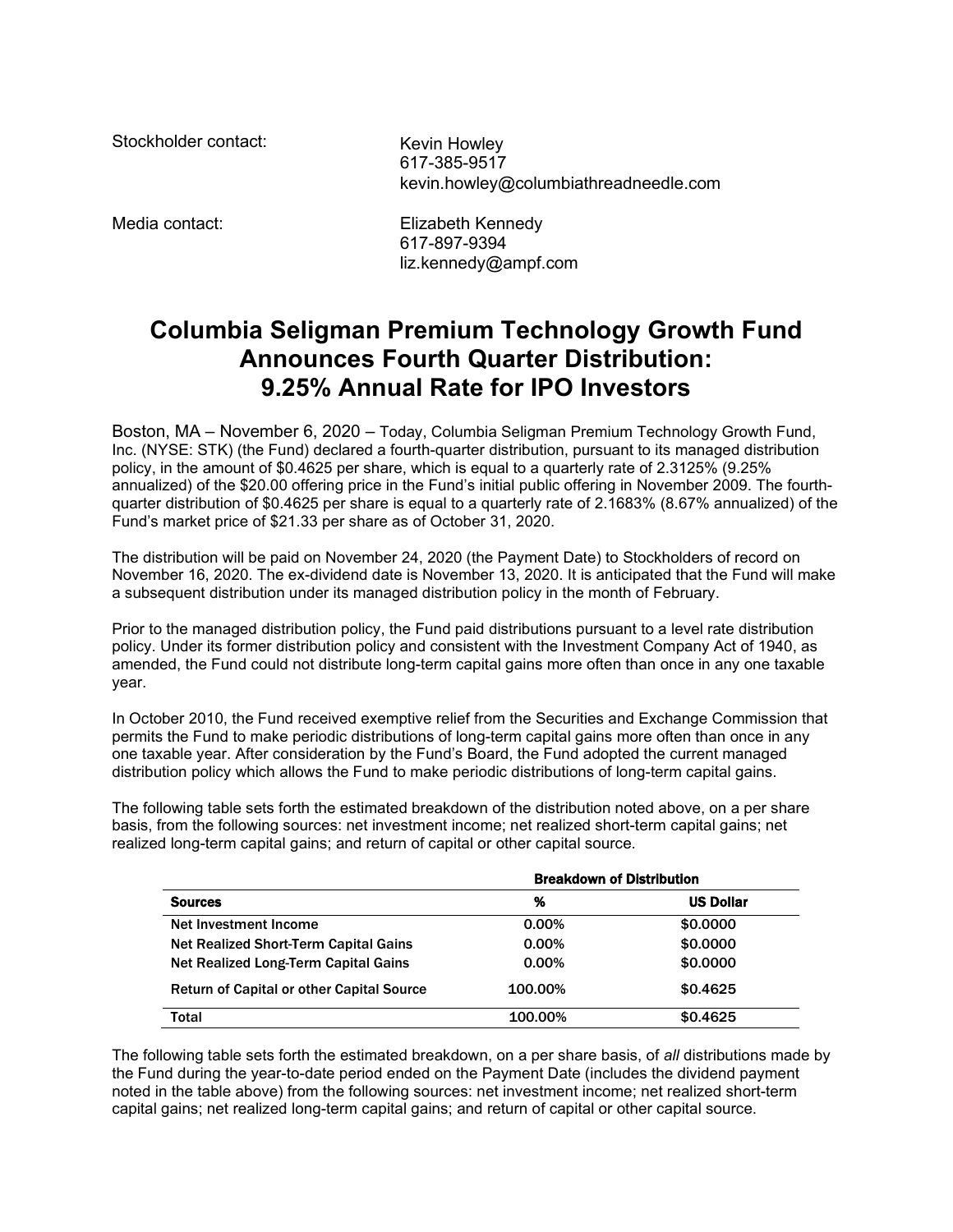Stockholder contact: Kevin Howley
617-385-9517
kevin.howley@columbiathreadneedle.com

Media contact: Elizabeth Kennedy
617-897-9394
liz.kennedy@ampf.com

# Columbia Seligman Premium Technology Growth Fund Announces Fourth Quarter Distribution: 9.25% Annual Rate for IPO Investors

Boston, MA – November 6, 2020 – Today, Columbia Seligman Premium Technology Growth Fund, Inc. (NYSE: STK) (the Fund) declared a fourth-quarter distribution, pursuant to its managed distribution policy, in the amount of $0.4625 per share, which is equal to a quarterly rate of 2.3125% (9.25% annualized) of the $20.00 offering price in the Fund's initial public offering in November 2009. The fourth-quarter distribution of $0.4625 per share is equal to a quarterly rate of 2.1683% (8.67% annualized) of the Fund's market price of $21.33 per share as of October 31, 2020.

The distribution will be paid on November 24, 2020 (the Payment Date) to Stockholders of record on November 16, 2020. The ex-dividend date is November 13, 2020. It is anticipated that the Fund will make a subsequent distribution under its managed distribution policy in the month of February.

Prior to the managed distribution policy, the Fund paid distributions pursuant to a level rate distribution policy. Under its former distribution policy and consistent with the Investment Company Act of 1940, as amended, the Fund could not distribute long-term capital gains more often than once in any one taxable year.

In October 2010, the Fund received exemptive relief from the Securities and Exchange Commission that permits the Fund to make periodic distributions of long-term capital gains more often than once in any one taxable year. After consideration by the Fund's Board, the Fund adopted the current managed distribution policy which allows the Fund to make periodic distributions of long-term capital gains.

The following table sets forth the estimated breakdown of the distribution noted above, on a per share basis, from the following sources: net investment income; net realized short-term capital gains; net realized long-term capital gains; and return of capital or other capital source.

| | Breakdown of Distribution | |
|---|---|---|
| **Sources** | **%** | **US Dollar** |
| Net Investment Income | 0.00% | $0.0000 |
| Net Realized Short-Term Capital Gains | 0.00% | $0.0000 |
| Net Realized Long-Term Capital Gains | 0.00% | $0.0000 |
| Return of Capital or other Capital Source | 100.00% | $0.4625 |
| Total | 100.00% | $0.4625 |

The following table sets forth the estimated breakdown, on a per share basis, of *all* distributions made by the Fund during the year-to-date period ended on the Payment Date (includes the dividend payment noted in the table above) from the following sources: net investment income; net realized short-term capital gains; net realized long-term capital gains; and return of capital or other capital source.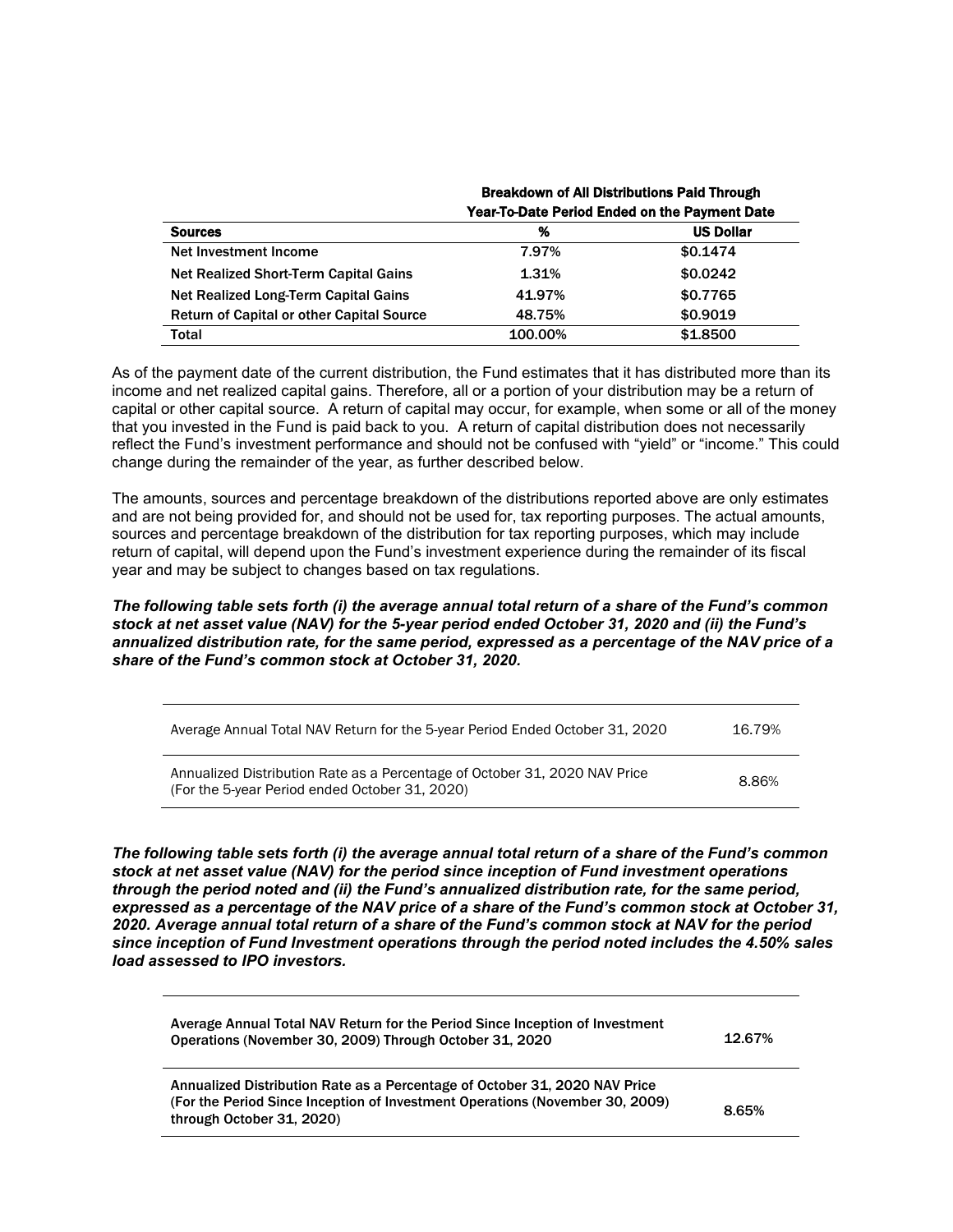| Sources | Breakdown of All Distributions Paid Through Year-To-Date Period Ended on the Payment Date | |
|---|---|---|
| | **%** | **US Dollar** |
| Net Investment Income | 7.97% | $0.1474 |
| Net Realized Short-Term Capital Gains | 1.31% | $0.0242 |
| Net Realized Long-Term Capital Gains | 41.97% | $0.7765 |
| Return of Capital or other Capital Source | 48.75% | $0.9019 |
| Total | 100.00% | $1.8500 |

As of the payment date of the current distribution, the Fund estimates that it has distributed more than its income and net realized capital gains. Therefore, all or a portion of your distribution may be a return of capital or other capital source. A return of capital may occur, for example, when some or all of the money that you invested in the Fund is paid back to you. A return of capital distribution does not necessarily reflect the Fund's investment performance and should not be confused with "yield" or "income." This could change during the remainder of the year, as further described below.

The amounts, sources and percentage breakdown of the distributions reported above are only estimates and are not being provided for, and should not be used for, tax reporting purposes. The actual amounts, sources and percentage breakdown of the distribution for tax reporting purposes, which may include return of capital, will depend upon the Fund's investment experience during the remainder of its fiscal year and may be subject to changes based on tax regulations.

***The following table sets forth (i) the average annual total return of a share of the Fund's common stock at net asset value (NAV) for the 5-year period ended October 31, 2020 and (ii) the Fund's annualized distribution rate, for the same period, expressed as a percentage of the NAV price of a share of the Fund's common stock at October 31, 2020.***

| | |
|---|---|
| Average Annual Total NAV Return for the 5-year Period Ended October 31, 2020 | 16.79% |
| Annualized Distribution Rate as a Percentage of October 31, 2020 NAV Price (For the 5-year Period ended October 31, 2020) | 8.86% |

***The following table sets forth (i) the average annual total return of a share of the Fund's common stock at net asset value (NAV) for the period since inception of Fund investment operations through the period noted and (ii) the Fund's annualized distribution rate, for the same period, expressed as a percentage of the NAV price of a share of the Fund's common stock at October 31, 2020. Average annual total return of a share of the Fund's common stock at NAV for the period since inception of Fund Investment operations through the period noted includes the 4.50% sales load assessed to IPO investors.***

| | |
|---|---|
| Average Annual Total NAV Return for the Period Since Inception of Investment Operations (November 30, 2009) Through October 31, 2020 | 12.67% |
| Annualized Distribution Rate as a Percentage of October 31, 2020 NAV Price (For the Period Since Inception of Investment Operations (November 30, 2009) through October 31, 2020) | 8.65% |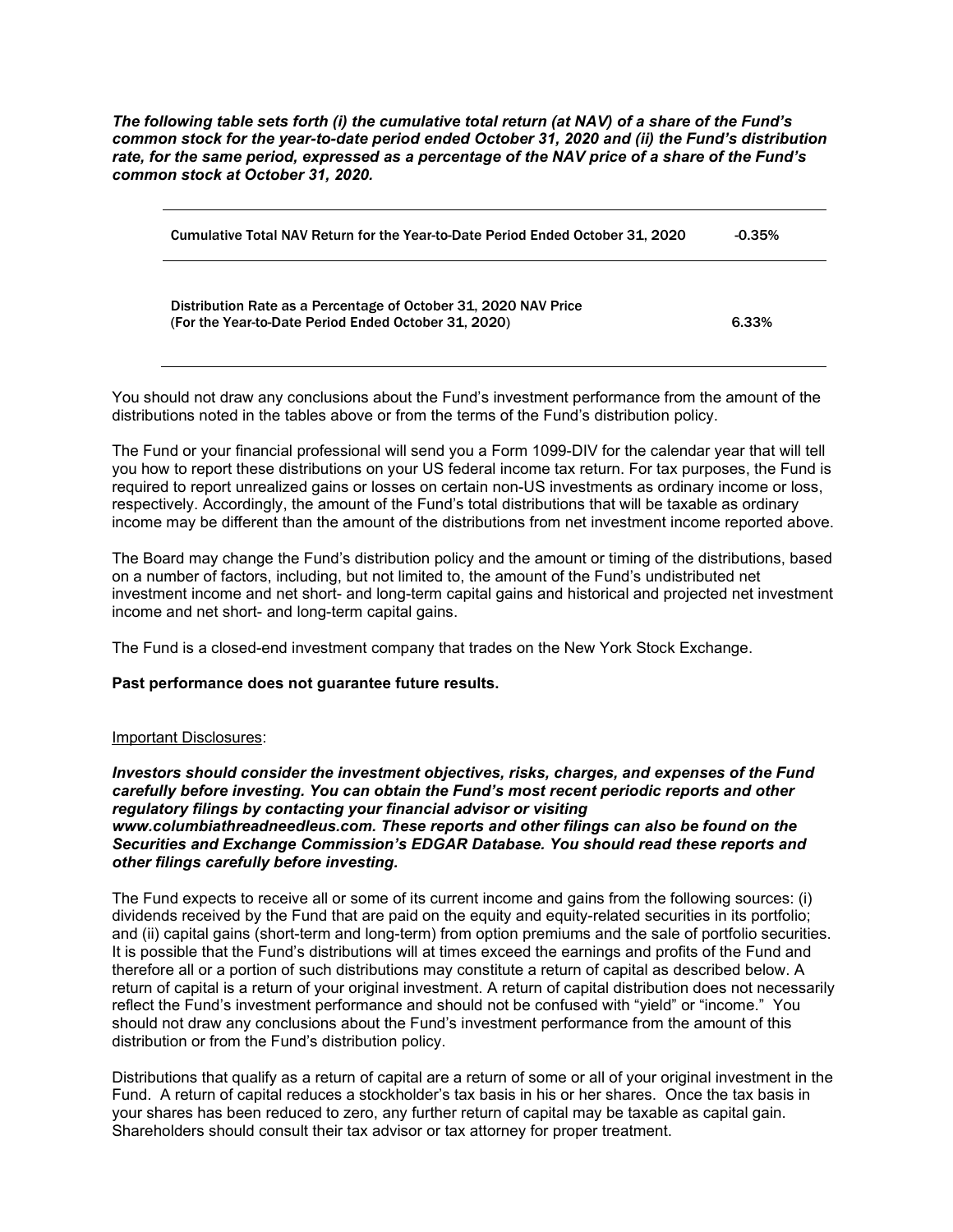***The following table sets forth (i) the cumulative total return (at NAV) of a share of the Fund's common stock for the year-to-date period ended October 31, 2020 and (ii) the Fund's distribution rate, for the same period, expressed as a percentage of the NAV price of a share of the Fund's common stock at October 31, 2020.***

| | |
|---|---|
| Cumulative Total NAV Return for the Year-to-Date Period Ended October 31, 2020 | -0.35% |
| Distribution Rate as a Percentage of October 31, 2020 NAV Price (For the Year-to-Date Period Ended October 31, 2020) | 6.33% |

You should not draw any conclusions about the Fund's investment performance from the amount of the distributions noted in the tables above or from the terms of the Fund's distribution policy.

The Fund or your financial professional will send you a Form 1099-DIV for the calendar year that will tell you how to report these distributions on your US federal income tax return. For tax purposes, the Fund is required to report unrealized gains or losses on certain non-US investments as ordinary income or loss, respectively. Accordingly, the amount of the Fund's total distributions that will be taxable as ordinary income may be different than the amount of the distributions from net investment income reported above.

The Board may change the Fund's distribution policy and the amount or timing of the distributions, based on a number of factors, including, but not limited to, the amount of the Fund's undistributed net investment income and net short- and long-term capital gains and historical and projected net investment income and net short- and long-term capital gains.

The Fund is a closed-end investment company that trades on the New York Stock Exchange.

**Past performance does not guarantee future results.**

Important Disclosures:

***Investors should consider the investment objectives, risks, charges, and expenses of the Fund carefully before investing. You can obtain the Fund's most recent periodic reports and other regulatory filings by contacting your financial advisor or visiting www.columbiathreadneedleus.com. These reports and other filings can also be found on the Securities and Exchange Commission's EDGAR Database. You should read these reports and other filings carefully before investing.***

The Fund expects to receive all or some of its current income and gains from the following sources: (i) dividends received by the Fund that are paid on the equity and equity-related securities in its portfolio; and (ii) capital gains (short-term and long-term) from option premiums and the sale of portfolio securities. It is possible that the Fund's distributions will at times exceed the earnings and profits of the Fund and therefore all or a portion of such distributions may constitute a return of capital as described below. A return of capital is a return of your original investment. A return of capital distribution does not necessarily reflect the Fund's investment performance and should not be confused with "yield" or "income." You should not draw any conclusions about the Fund's investment performance from the amount of this distribution or from the Fund's distribution policy.

Distributions that qualify as a return of capital are a return of some or all of your original investment in the Fund. A return of capital reduces a stockholder's tax basis in his or her shares. Once the tax basis in your shares has been reduced to zero, any further return of capital may be taxable as capital gain. Shareholders should consult their tax advisor or tax attorney for proper treatment.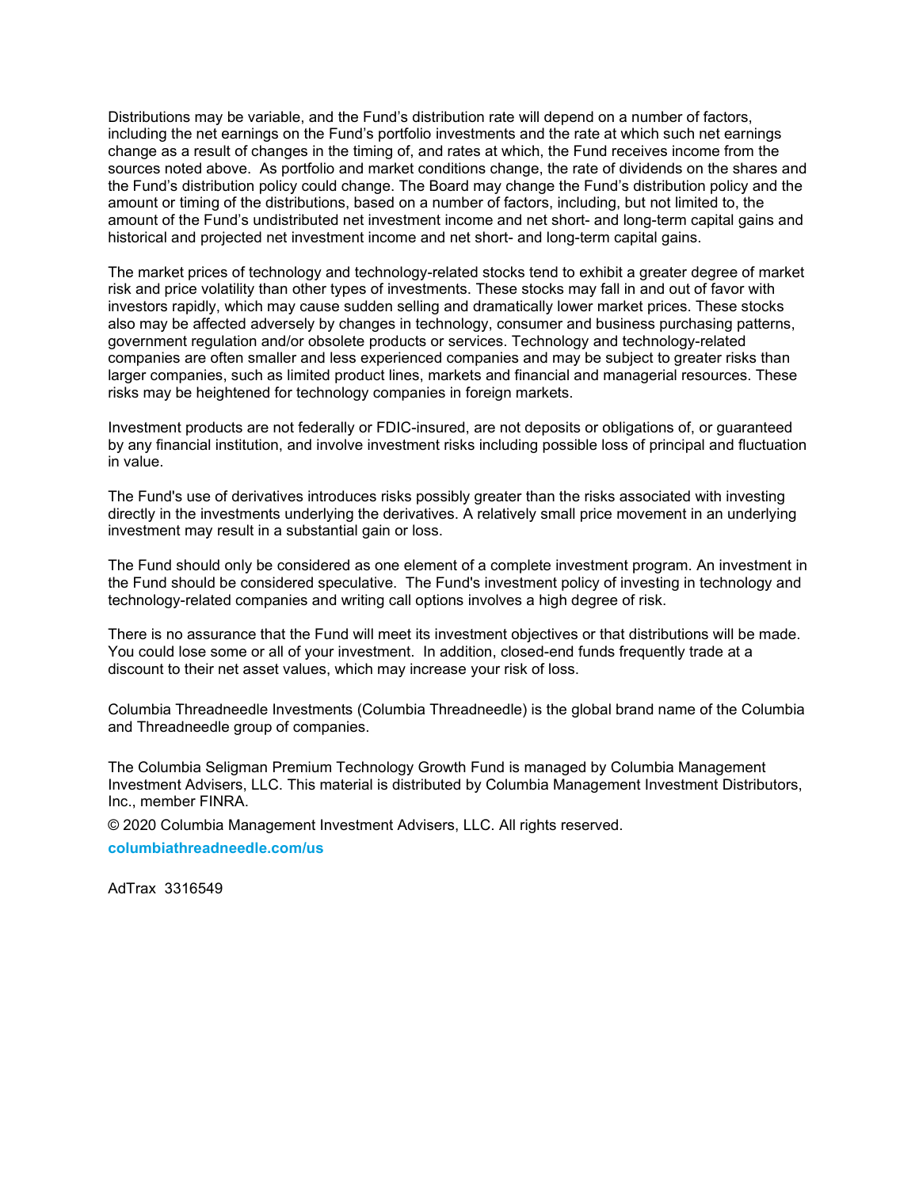Distributions may be variable, and the Fund's distribution rate will depend on a number of factors, including the net earnings on the Fund's portfolio investments and the rate at which such net earnings change as a result of changes in the timing of, and rates at which, the Fund receives income from the sources noted above. As portfolio and market conditions change, the rate of dividends on the shares and the Fund's distribution policy could change. The Board may change the Fund's distribution policy and the amount or timing of the distributions, based on a number of factors, including, but not limited to, the amount of the Fund's undistributed net investment income and net short- and long-term capital gains and historical and projected net investment income and net short- and long-term capital gains.

The market prices of technology and technology-related stocks tend to exhibit a greater degree of market risk and price volatility than other types of investments. These stocks may fall in and out of favor with investors rapidly, which may cause sudden selling and dramatically lower market prices. These stocks also may be affected adversely by changes in technology, consumer and business purchasing patterns, government regulation and/or obsolete products or services. Technology and technology-related companies are often smaller and less experienced companies and may be subject to greater risks than larger companies, such as limited product lines, markets and financial and managerial resources. These risks may be heightened for technology companies in foreign markets.

Investment products are not federally or FDIC-insured, are not deposits or obligations of, or guaranteed by any financial institution, and involve investment risks including possible loss of principal and fluctuation in value.

The Fund's use of derivatives introduces risks possibly greater than the risks associated with investing directly in the investments underlying the derivatives. A relatively small price movement in an underlying investment may result in a substantial gain or loss.

The Fund should only be considered as one element of a complete investment program. An investment in the Fund should be considered speculative. The Fund's investment policy of investing in technology and technology-related companies and writing call options involves a high degree of risk.

There is no assurance that the Fund will meet its investment objectives or that distributions will be made. You could lose some or all of your investment. In addition, closed-end funds frequently trade at a discount to their net asset values, which may increase your risk of loss.

Columbia Threadneedle Investments (Columbia Threadneedle) is the global brand name of the Columbia and Threadneedle group of companies.

The Columbia Seligman Premium Technology Growth Fund is managed by Columbia Management Investment Advisers, LLC. This material is distributed by Columbia Management Investment Distributors, Inc., member FINRA.

© 2020 Columbia Management Investment Advisers, LLC. All rights reserved.

**columbiathreadneedle.com/us**

AdTrax 3316549